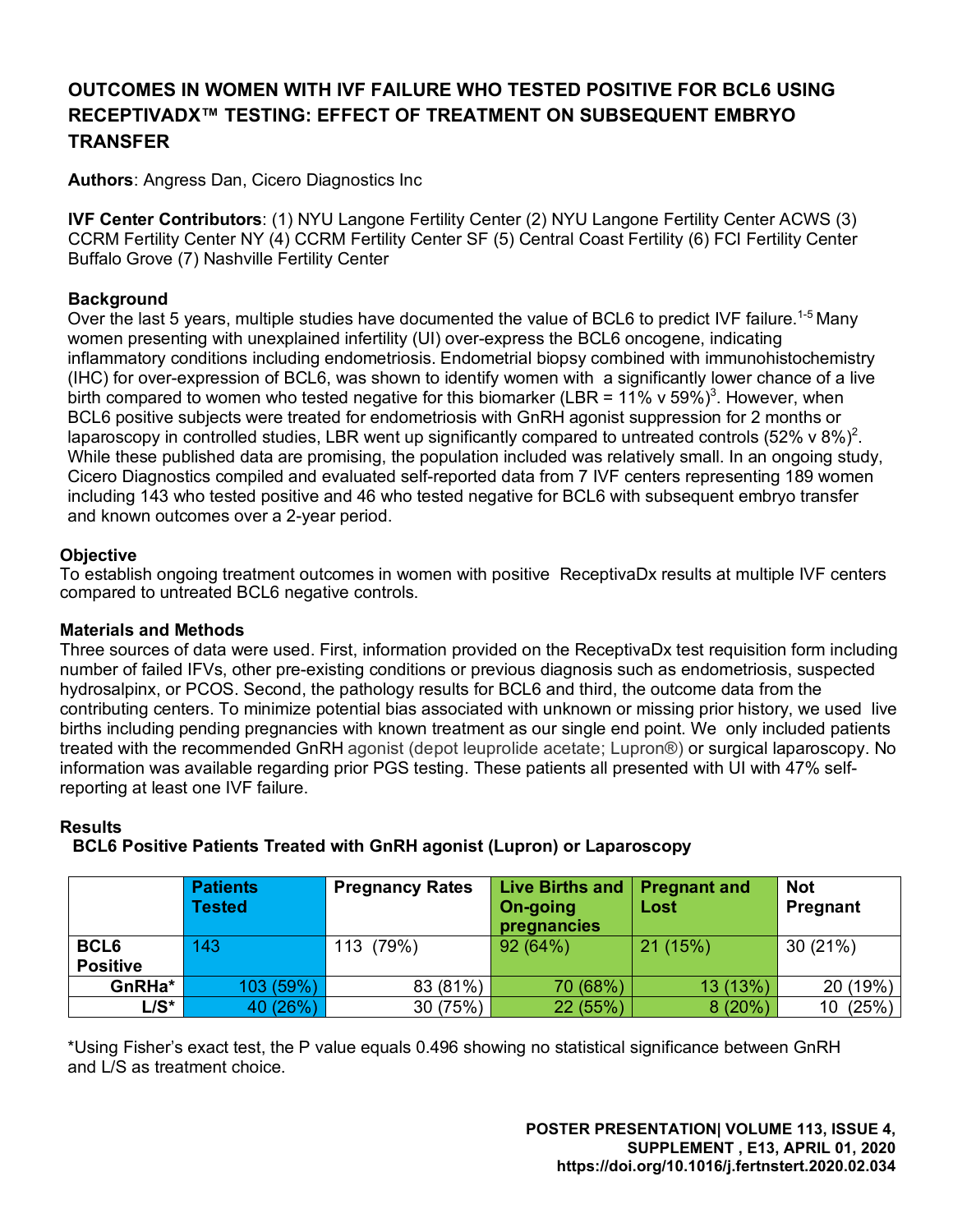# OUTCOMES IN WOMEN WITH IVF FAILURE WHO TESTED POSITIVE FOR BCL6 USING RECEPTIVADX™ TESTING: EFFECT OF TREATMENT ON SUBSEQUENT EMBRYO TRANSFER

**Authors**: Angress Dan, Cicero Diagnostics Inc

**IVF Center Contributors**: (1) NYU Langone Fertility Center (2) NYU Langone Fertility Center ACWS (3) CCRM Fertility Center NY (4) CCRM Fertility Center SF (5) Central Coast Fertility (6) FCI Fertility Center Buffalo Grove (7) Nashville Fertility Center

## Background

Over the last 5 years, multiple studies have documented the value of BCL6 to predict IVF failure.[1-5] Many women presenting with unexplained infertility (UI) over-express the BCL6 oncogene, indicating inflammatory conditions including endometriosis. Endometrial biopsy combined with immunohistochemistry (IHC) for over-expression of BCL6, was shown to identify women with a significantly lower chance of a live birth compared to women who tested negative for this biomarker (LBR = 11% v 59%)[3]. However, when BCL6 positive subjects were treated for endometriosis with GnRH agonist suppression for 2 months or laparoscopy in controlled studies, LBR went up significantly compared to untreated controls (52% v 8%)[2]. While these published data are promising, the population included was relatively small. In an ongoing study, Cicero Diagnostics compiled and evaluated self-reported data from 7 IVF centers representing 189 women including 143 who tested positive and 46 who tested negative for BCL6 with subsequent embryo transfer and known outcomes over a 2-year period.

## Objective

To establish ongoing treatment outcomes in women with positive ReceptivaDx results at multiple IVF centers compared to untreated BCL6 negative controls.

## Materials and Methods

Three sources of data were used. First, information provided on the ReceptivaDx test requisition form including number of failed IVFs, other pre-existing conditions or previous diagnosis such as endometriosis, suspected hydrosalpinx, or PCOS. Second, the pathology results for BCL6 and third, the outcome data from the contributing centers. To minimize potential bias associated with unknown or missing prior history, we used live births including pending pregnancies with known treatment as our single end point. We only included patients treated with the recommended GnRH agonist (depot leuprolide acetate; Lupron®) or surgical laparoscopy. No information was available regarding prior PGS testing. These patients all presented with UI with 47% self-reporting at least one IVF failure.

## Results

**BCL6 Positive Patients Treated with GnRH agonist (Lupron) or Laparoscopy**

| | Patients Tested | Pregnancy Rates | Live Births and On-going pregnancies | Pregnant and Lost | Not Pregnant |
|---|---|---|---|---|---|
| **BCL6 Positive** | 143 | 113 (79%) | 92 (64%) | 21 (15%) | 30 (21%) |
| **GnRHa*** | 103 (59%) | 83 (81%) | 70 (68%) | 13 (13%) | 20 (19%) |
| **L/S*** | 40 (26%) | 30 (75%) | 22 (55%) | 8 (20%) | 10 (25%) |

*Using Fisher's exact test, the P value equals 0.496 showing no statistical significance between GnRH and L/S as treatment choice.

POSTER PRESENTATION| VOLUME 113, ISSUE 4, SUPPLEMENT , E13, APRIL 01, 2020
https://doi.org/10.1016/j.fertnstert.2020.02.034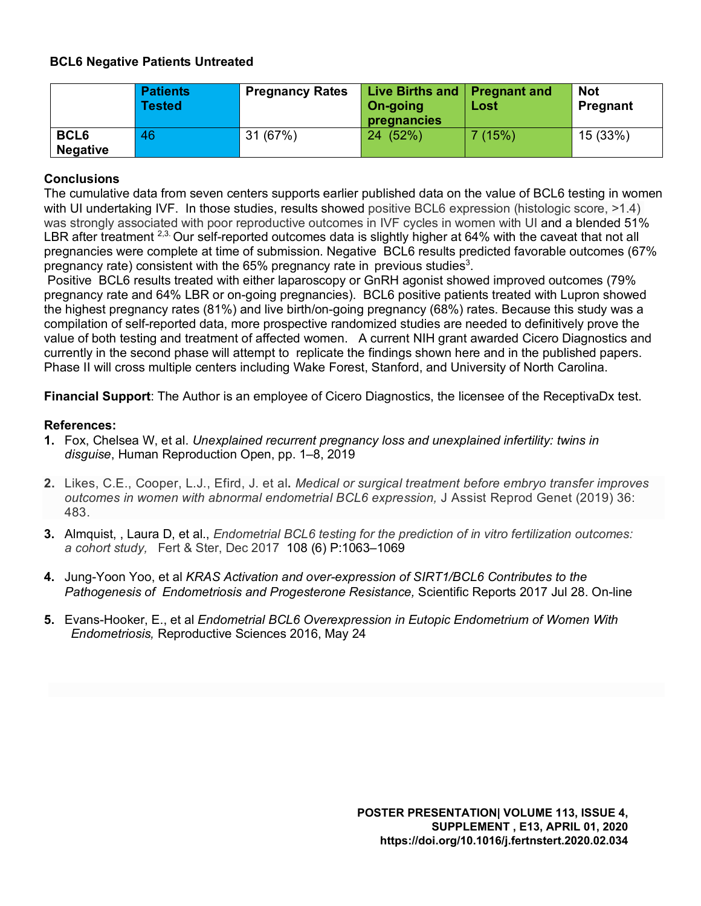**BCL6 Negative Patients Untreated**

| | Patients Tested | Pregnancy Rates | Live Births and On-going pregnancies | Pregnant and Lost | Not Pregnant |
|---|---|---|---|---|---|
| **BCL6 Negative** | 46 | 31 (67%) | 24 (52%) | 7 (15%) | 15 (33%) |

**Conclusions**

The cumulative data from seven centers supports earlier published data on the value of BCL6 testing in women with UI undertaking IVF. In those studies, results showed positive BCL6 expression (histologic score, >1.4) was strongly associated with poor reproductive outcomes in IVF cycles in women with UI and a blended 51% LBR after treatment [2,3]. Our self-reported outcomes data is slightly higher at 64% with the caveat that not all pregnancies were complete at time of submission. Negative BCL6 results predicted favorable outcomes (67% pregnancy rate) consistent with the 65% pregnancy rate in previous studies[3].

Positive BCL6 results treated with either laparoscopy or GnRH agonist showed improved outcomes (79% pregnancy rate and 64% LBR or on-going pregnancies). BCL6 positive patients treated with Lupron showed the highest pregnancy rates (81%) and live birth/on-going pregnancy (68%) rates. Because this study was a compilation of self-reported data, more prospective randomized studies are needed to definitively prove the value of both testing and treatment of affected women. A current NIH grant awarded Cicero Diagnostics and currently in the second phase will attempt to replicate the findings shown here and in the published papers. Phase II will cross multiple centers including Wake Forest, Stanford, and University of North Carolina.

**Financial Support**: The Author is an employee of Cicero Diagnostics, the licensee of the ReceptivaDx test.

**References:**

1. Fox, Chelsea W, et al. *Unexplained recurrent pregnancy loss and unexplained infertility: twins in disguise*, Human Reproduction Open, pp. 1–8, 2019
2. Likes, C.E., Cooper, L.J., Efird, J. et al**.** *Medical or surgical treatment before embryo transfer improves outcomes in women with abnormal endometrial BCL6 expression,* J Assist Reprod Genet (2019) 36: 483.
3. Almquist, , Laura D, et al., *Endometrial BCL6 testing for the prediction of in vitro fertilization outcomes: a cohort study,* Fert & Ster, Dec 2017 108 (6) P:1063–1069
4. Jung-Yoon Yoo, et al *KRAS Activation and over-expression of SIRT1/BCL6 Contributes to the Pathogenesis of Endometriosis and Progesterone Resistance,* Scientific Reports 2017 Jul 28. On-line
5. Evans-Hooker, E., et al *Endometrial BCL6 Overexpression in Eutopic Endometrium of Women With Endometriosis,* Reproductive Sciences 2016, May 24

**POSTER PRESENTATION| VOLUME 113, ISSUE 4, SUPPLEMENT , E13, APRIL 01, 2020**
**https://doi.org/10.1016/j.fertnstert.2020.02.034**